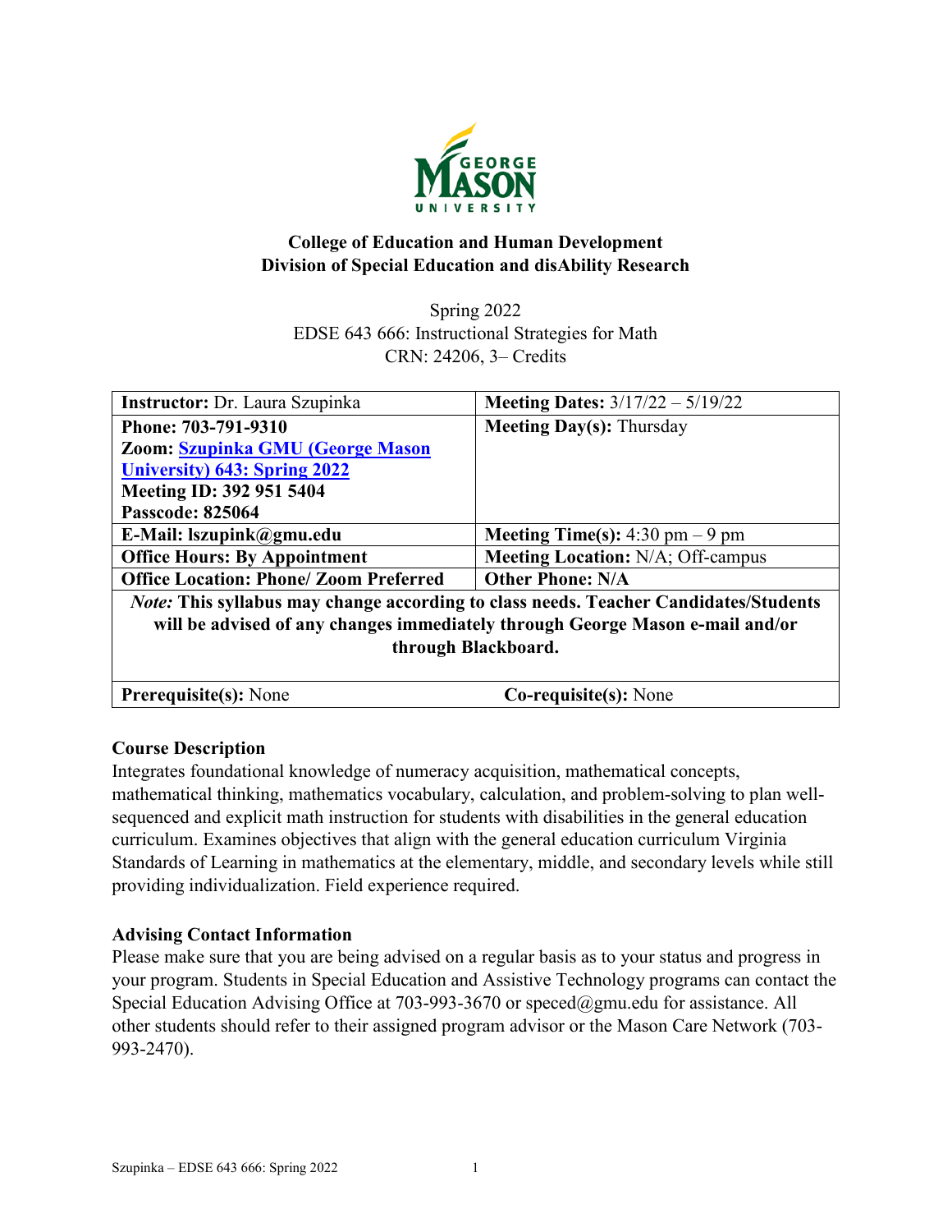**College of Education and Human Development**
**Division of Special Education and disAbility Research**

Spring 2022
EDSE 643 666: Instructional Strategies for Math
CRN: 24206, 3– Credits

| **Instructor:** Dr. Laura Szupinka | **Meeting Dates:** 3/17/22 – 5/19/22 |
| --- | --- |
| **Phone: 703-791-9310**<br>**Zoom: Szupinka GMU (George Mason University) 643: Spring 2022**<br>**Meeting ID: 392 951 5404**<br>**Passcode: 825064** | **Meeting Day(s):** Thursday |
| **E-Mail: lszupink@gmu.edu** | **Meeting Time(s):** 4:30 pm – 9 pm |
| **Office Hours: By Appointment** | **Meeting Location:** N/A; Off-campus |
| **Office Location: Phone/ Zoom Preferred** | **Other Phone: N/A** |
| *Note:* **This syllabus may change according to class needs. Teacher Candidates/Students will be advised of any changes immediately through George Mason e-mail and/or through Blackboard.** | |
| **Prerequisite(s):** None | **Co-requisite(s):** None |

**Course Description**
Integrates foundational knowledge of numeracy acquisition, mathematical concepts, mathematical thinking, mathematics vocabulary, calculation, and problem-solving to plan well-sequenced and explicit math instruction for students with disabilities in the general education curriculum. Examines objectives that align with the general education curriculum Virginia Standards of Learning in mathematics at the elementary, middle, and secondary levels while still providing individualization. Field experience required.

**Advising Contact Information**
Please make sure that you are being advised on a regular basis as to your status and progress in your program. Students in Special Education and Assistive Technology programs can contact the Special Education Advising Office at 703-993-3670 or speced@gmu.edu for assistance. All other students should refer to their assigned program advisor or the Mason Care Network (703-993-2470).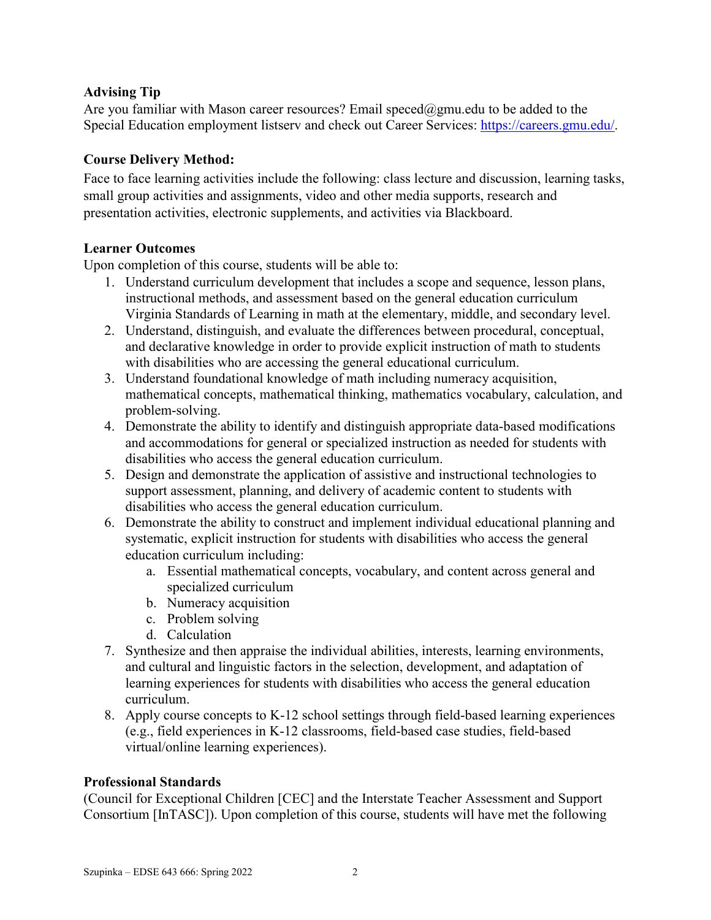**Advising Tip**

Are you familiar with Mason career resources? Email speced@gmu.edu to be added to the Special Education employment listserv and check out Career Services: https://careers.gmu.edu/.

**Course Delivery Method:**

Face to face learning activities include the following: class lecture and discussion, learning tasks, small group activities and assignments, video and other media supports, research and presentation activities, electronic supplements, and activities via Blackboard.

**Learner Outcomes**

Upon completion of this course, students will be able to:

1. Understand curriculum development that includes a scope and sequence, lesson plans, instructional methods, and assessment based on the general education curriculum Virginia Standards of Learning in math at the elementary, middle, and secondary level.
2. Understand, distinguish, and evaluate the differences between procedural, conceptual, and declarative knowledge in order to provide explicit instruction of math to students with disabilities who are accessing the general educational curriculum.
3. Understand foundational knowledge of math including numeracy acquisition, mathematical concepts, mathematical thinking, mathematics vocabulary, calculation, and problem-solving.
4. Demonstrate the ability to identify and distinguish appropriate data-based modifications and accommodations for general or specialized instruction as needed for students with disabilities who access the general education curriculum.
5. Design and demonstrate the application of assistive and instructional technologies to support assessment, planning, and delivery of academic content to students with disabilities who access the general education curriculum.
6. Demonstrate the ability to construct and implement individual educational planning and systematic, explicit instruction for students with disabilities who access the general education curriculum including:
   a. Essential mathematical concepts, vocabulary, and content across general and specialized curriculum
   b. Numeracy acquisition
   c. Problem solving
   d. Calculation
7. Synthesize and then appraise the individual abilities, interests, learning environments, and cultural and linguistic factors in the selection, development, and adaptation of learning experiences for students with disabilities who access the general education curriculum.
8. Apply course concepts to K-12 school settings through field-based learning experiences (e.g., field experiences in K-12 classrooms, field-based case studies, field-based virtual/online learning experiences).

**Professional Standards**

(Council for Exceptional Children [CEC] and the Interstate Teacher Assessment and Support Consortium [InTASC]). Upon completion of this course, students will have met the following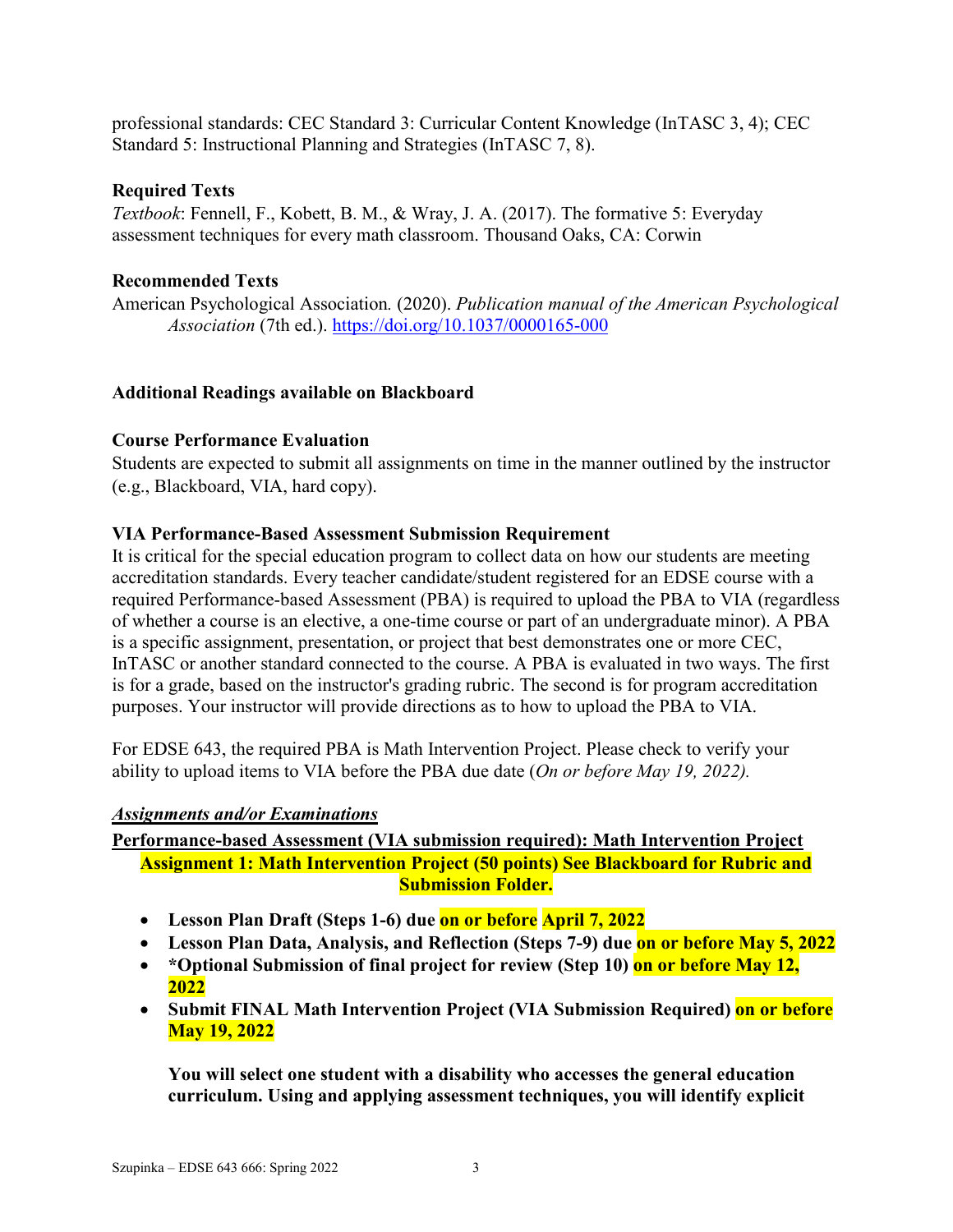professional standards: CEC Standard 3: Curricular Content Knowledge (InTASC 3, 4); CEC Standard 5: Instructional Planning and Strategies (InTASC 7, 8).

**Required Texts**

*Textbook*: Fennell, F., Kobett, B. M., & Wray, J. A. (2017). The formative 5: Everyday assessment techniques for every math classroom. Thousand Oaks, CA: Corwin

**Recommended Texts**

American Psychological Association. (2020). *Publication manual of the American Psychological Association* (7th ed.). https://doi.org/10.1037/0000165-000

**Additional Readings available on Blackboard**

**Course Performance Evaluation**

Students are expected to submit all assignments on time in the manner outlined by the instructor (e.g., Blackboard, VIA, hard copy).

**VIA Performance-Based Assessment Submission Requirement**

It is critical for the special education program to collect data on how our students are meeting accreditation standards. Every teacher candidate/student registered for an EDSE course with a required Performance-based Assessment (PBA) is required to upload the PBA to VIA (regardless of whether a course is an elective, a one-time course or part of an undergraduate minor). A PBA is a specific assignment, presentation, or project that best demonstrates one or more CEC, InTASC or another standard connected to the course. A PBA is evaluated in two ways. The first is for a grade, based on the instructor's grading rubric. The second is for program accreditation purposes. Your instructor will provide directions as to how to upload the PBA to VIA.

For EDSE 643, the required PBA is Math Intervention Project. Please check to verify your ability to upload items to VIA before the PBA due date (*On or before May 19, 2022).*

***Assignments and/or Examinations***

**Performance-based Assessment (VIA submission required): Math Intervention Project**

**Assignment 1: Math Intervention Project (50 points) See Blackboard for Rubric and Submission Folder.**

- **Lesson Plan Draft (Steps 1-6) due on or before April 7, 2022**
- **Lesson Plan Data, Analysis, and Reflection (Steps 7-9) due on or before May 5, 2022**
- **\*Optional Submission of final project for review (Step 10) on or before May 12, 2022**
- **Submit FINAL Math Intervention Project (VIA Submission Required) on or before May 19, 2022**

**You will select one student with a disability who accesses the general education curriculum. Using and applying assessment techniques, you will identify explicit**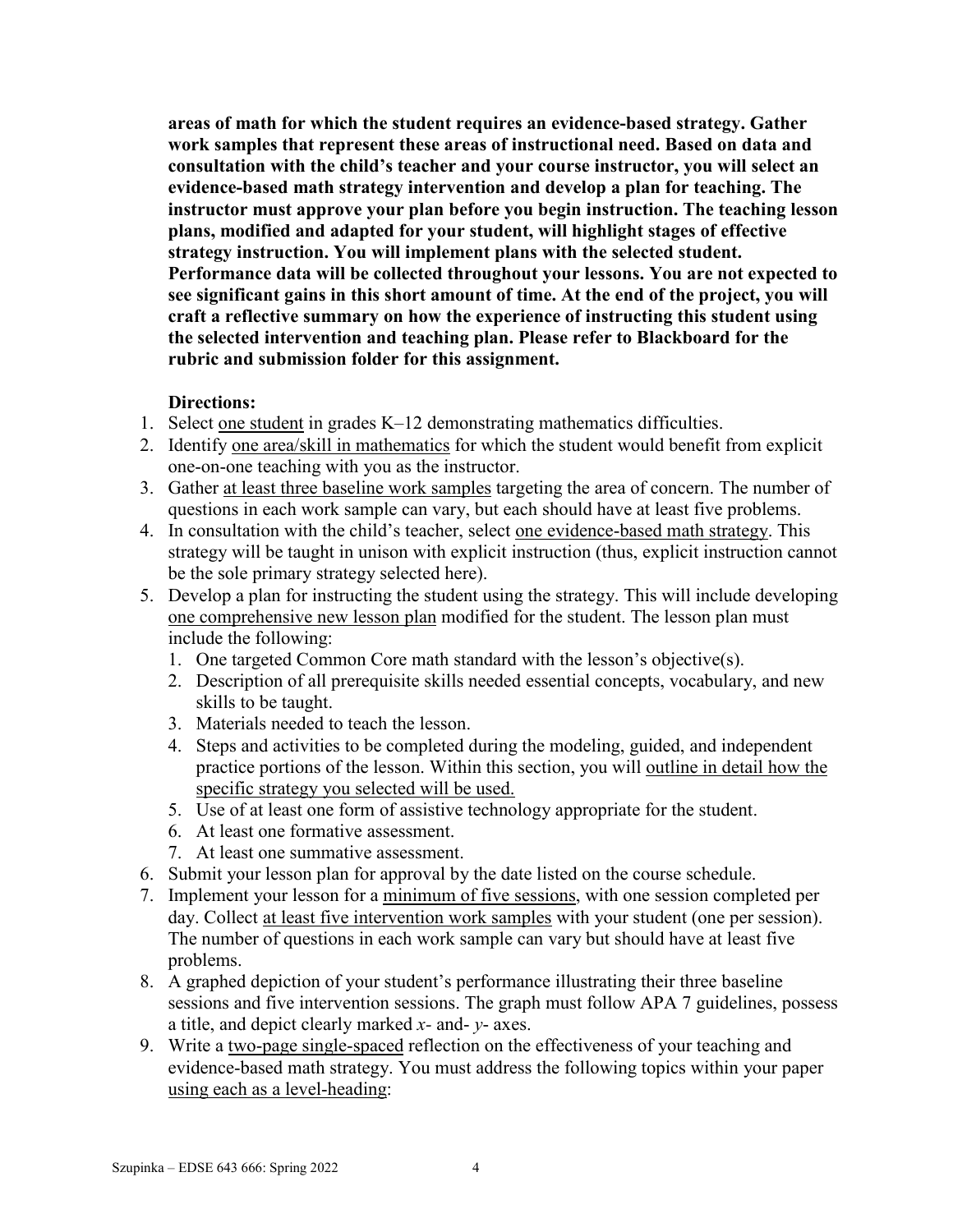**areas of math for which the student requires an evidence-based strategy. Gather work samples that represent these areas of instructional need. Based on data and consultation with the child's teacher and your course instructor, you will select an evidence-based math strategy intervention and develop a plan for teaching. The instructor must approve your plan before you begin instruction. The teaching lesson plans, modified and adapted for your student, will highlight stages of effective strategy instruction. You will implement plans with the selected student. Performance data will be collected throughout your lessons. You are not expected to see significant gains in this short amount of time. At the end of the project, you will craft a reflective summary on how the experience of instructing this student using the selected intervention and teaching plan. Please refer to Blackboard for the rubric and submission folder for this assignment.**

**Directions:**

1. Select <u>one student</u> in grades K–12 demonstrating mathematics difficulties.
2. Identify <u>one area/skill in mathematics</u> for which the student would benefit from explicit one-on-one teaching with you as the instructor.
3. Gather <u>at least three baseline work samples</u> targeting the area of concern. The number of questions in each work sample can vary, but each should have at least five problems.
4. In consultation with the child's teacher, select <u>one evidence-based math strategy</u>. This strategy will be taught in unison with explicit instruction (thus, explicit instruction cannot be the sole primary strategy selected here).
5. Develop a plan for instructing the student using the strategy. This will include developing <u>one comprehensive new lesson plan</u> modified for the student. The lesson plan must include the following:
    1. One targeted Common Core math standard with the lesson's objective(s).
    2. Description of all prerequisite skills needed essential concepts, vocabulary, and new skills to be taught.
    3. Materials needed to teach the lesson.
    4. Steps and activities to be completed during the modeling, guided, and independent practice portions of the lesson. Within this section, you will <u>outline in detail how the specific strategy you selected will be used.</u>
    5. Use of at least one form of assistive technology appropriate for the student.
    6. At least one formative assessment.
    7. At least one summative assessment.
6. Submit your lesson plan for approval by the date listed on the course schedule.
7. Implement your lesson for a <u>minimum of five sessions</u>, with one session completed per day. Collect <u>at least five intervention work samples</u> with your student (one per session). The number of questions in each work sample can vary but should have at least five problems.
8. A graphed depiction of your student's performance illustrating their three baseline sessions and five intervention sessions. The graph must follow APA 7 guidelines, possess a title, and depict clearly marked *x-* and- *y-* axes.
9. Write a <u>two-page single-spaced</u> reflection on the effectiveness of your teaching and evidence-based math strategy. You must address the following topics within your paper <u>using each as a level-heading</u>: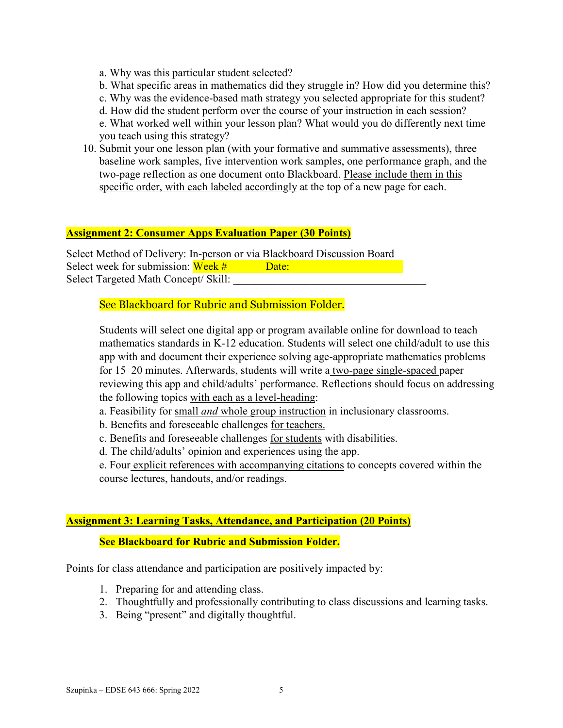a. Why was this particular student selected?
b. What specific areas in mathematics did they struggle in? How did you determine this?
c. Why was the evidence-based math strategy you selected appropriate for this student?
d. How did the student perform over the course of your instruction in each session?
e. What worked well within your lesson plan? What would you do differently next time you teach using this strategy?

10. Submit your one lesson plan (with your formative and summative assessments), three baseline work samples, five intervention work samples, one performance graph, and the two-page reflection as one document onto Blackboard. Please include them in this specific order, with each labeled accordingly at the top of a new page for each.

**Assignment 2: Consumer Apps Evaluation Paper (30 Points)**

Select Method of Delivery: In-person or via Blackboard Discussion Board
Select week for submission: Week #_______ Date: ____________________
Select Targeted Math Concept/ Skill: ___________________________________

See Blackboard for Rubric and Submission Folder.

Students will select one digital app or program available online for download to teach mathematics standards in K-12 education. Students will select one child/adult to use this app with and document their experience solving age-appropriate mathematics problems for 15–20 minutes. Afterwards, students will write a two-page single-spaced paper reviewing this app and child/adults' performance. Reflections should focus on addressing the following topics with each as a level-heading:

a. Feasibility for small *and* whole group instruction in inclusionary classrooms.
b. Benefits and foreseeable challenges for teachers.
c. Benefits and foreseeable challenges for students with disabilities.
d. The child/adults' opinion and experiences using the app.
e. Four explicit references with accompanying citations to concepts covered within the course lectures, handouts, and/or readings.

**Assignment 3: Learning Tasks, Attendance, and Participation (20 Points)**

**See Blackboard for Rubric and Submission Folder.**

Points for class attendance and participation are positively impacted by:

1. Preparing for and attending class.
2. Thoughtfully and professionally contributing to class discussions and learning tasks.
3. Being "present" and digitally thoughtful.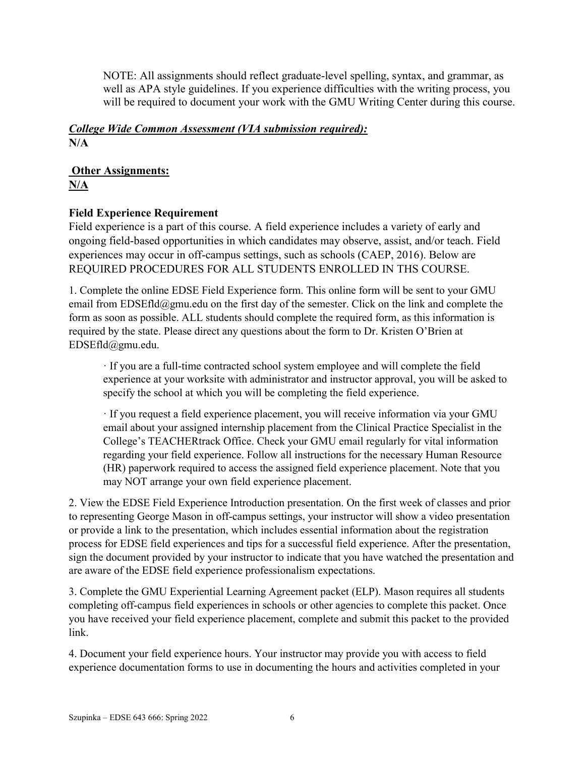NOTE: All assignments should reflect graduate-level spelling, syntax, and grammar, as well as APA style guidelines. If you experience difficulties with the writing process, you will be required to document your work with the GMU Writing Center during this course.

***College Wide Common Assessment (VIA submission required):***
**N/A**

**Other Assignments:**
**N/A**

**Field Experience Requirement**
Field experience is a part of this course. A field experience includes a variety of early and ongoing field-based opportunities in which candidates may observe, assist, and/or teach. Field experiences may occur in off-campus settings, such as schools (CAEP, 2016). Below are REQUIRED PROCEDURES FOR ALL STUDENTS ENROLLED IN THS COURSE.

1. Complete the online EDSE Field Experience form. This online form will be sent to your GMU email from EDSEfld@gmu.edu on the first day of the semester. Click on the link and complete the form as soon as possible. ALL students should complete the required form, as this information is required by the state. Please direct any questions about the form to Dr. Kristen O'Brien at EDSEfld@gmu.edu.

   · If you are a full-time contracted school system employee and will complete the field experience at your worksite with administrator and instructor approval, you will be asked to specify the school at which you will be completing the field experience.

   · If you request a field experience placement, you will receive information via your GMU email about your assigned internship placement from the Clinical Practice Specialist in the College's TEACHERtrack Office. Check your GMU email regularly for vital information regarding your field experience. Follow all instructions for the necessary Human Resource (HR) paperwork required to access the assigned field experience placement. Note that you may NOT arrange your own field experience placement.

2. View the EDSE Field Experience Introduction presentation. On the first week of classes and prior to representing George Mason in off-campus settings, your instructor will show a video presentation or provide a link to the presentation, which includes essential information about the registration process for EDSE field experiences and tips for a successful field experience. After the presentation, sign the document provided by your instructor to indicate that you have watched the presentation and are aware of the EDSE field experience professionalism expectations.

3. Complete the GMU Experiential Learning Agreement packet (ELP). Mason requires all students completing off-campus field experiences in schools or other agencies to complete this packet. Once you have received your field experience placement, complete and submit this packet to the provided link.

4. Document your field experience hours. Your instructor may provide you with access to field experience documentation forms to use in documenting the hours and activities completed in your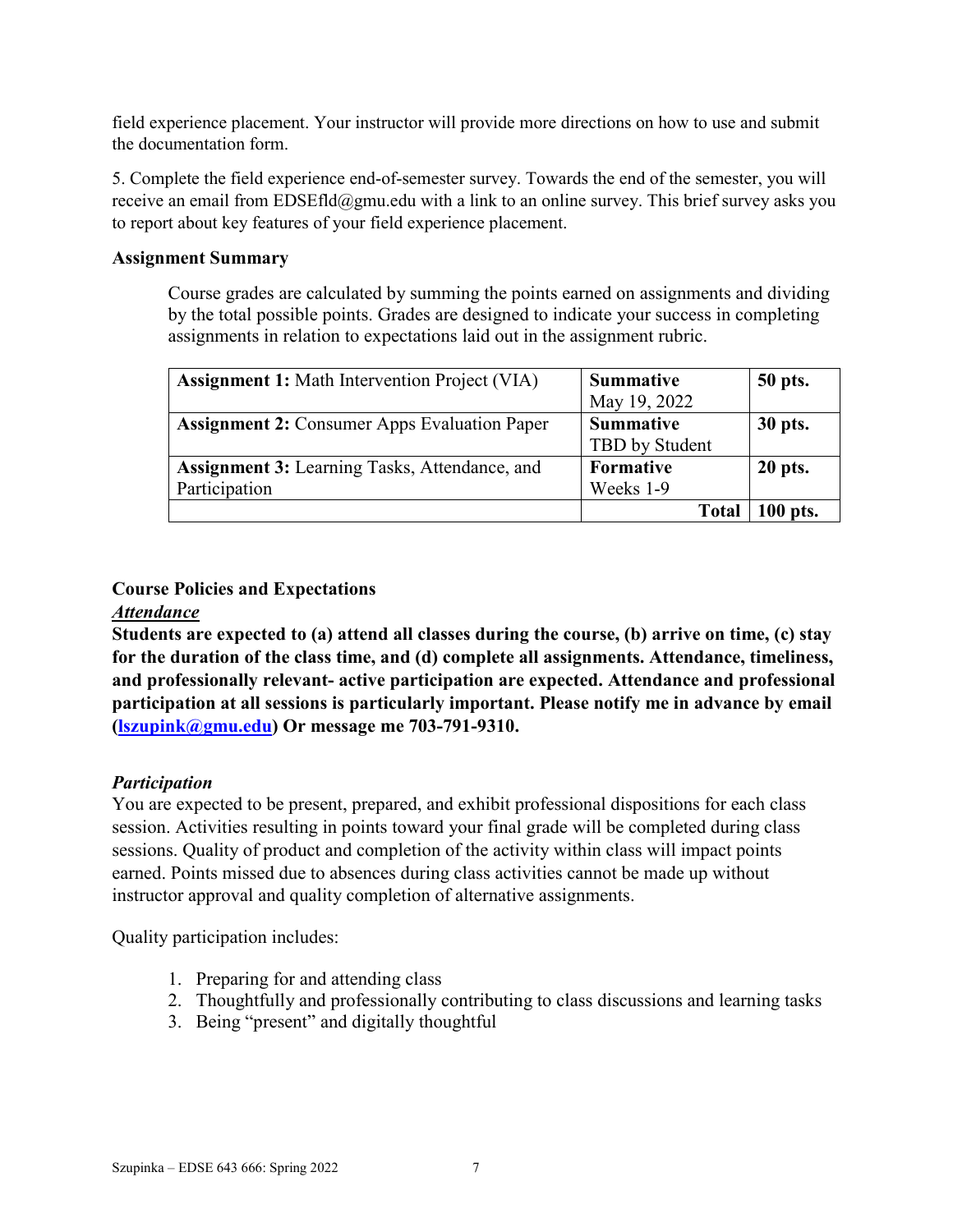field experience placement. Your instructor will provide more directions on how to use and submit the documentation form.

5. Complete the field experience end-of-semester survey. Towards the end of the semester, you will receive an email from EDSEfld@gmu.edu with a link to an online survey. This brief survey asks you to report about key features of your field experience placement.

**Assignment Summary**

Course grades are calculated by summing the points earned on assignments and dividing by the total possible points. Grades are designed to indicate your success in completing assignments in relation to expectations laid out in the assignment rubric.

| | | |
|---|---|---|
| **Assignment 1:** Math Intervention Project (VIA) | **Summative** May 19, 2022 | **50 pts.** |
| **Assignment 2:** Consumer Apps Evaluation Paper | **Summative** TBD by Student | **30 pts.** |
| **Assignment 3:** Learning Tasks, Attendance, and Participation | **Formative** Weeks 1-9 | **20 pts.** |
| | **Total** | **100 pts.** |

**Course Policies and Expectations**

***Attendance***

**Students are expected to (a) attend all classes during the course, (b) arrive on time, (c) stay for the duration of the class time, and (d) complete all assignments. Attendance, timeliness, and professionally relevant- active participation are expected. Attendance and professional participation at all sessions is particularly important. Please notify me in advance by email (lszupink@gmu.edu) Or message me 703-791-9310.**

***Participation***

You are expected to be present, prepared, and exhibit professional dispositions for each class session. Activities resulting in points toward your final grade will be completed during class sessions. Quality of product and completion of the activity within class will impact points earned. Points missed due to absences during class activities cannot be made up without instructor approval and quality completion of alternative assignments.

Quality participation includes:

1. Preparing for and attending class
2. Thoughtfully and professionally contributing to class discussions and learning tasks
3. Being "present" and digitally thoughtful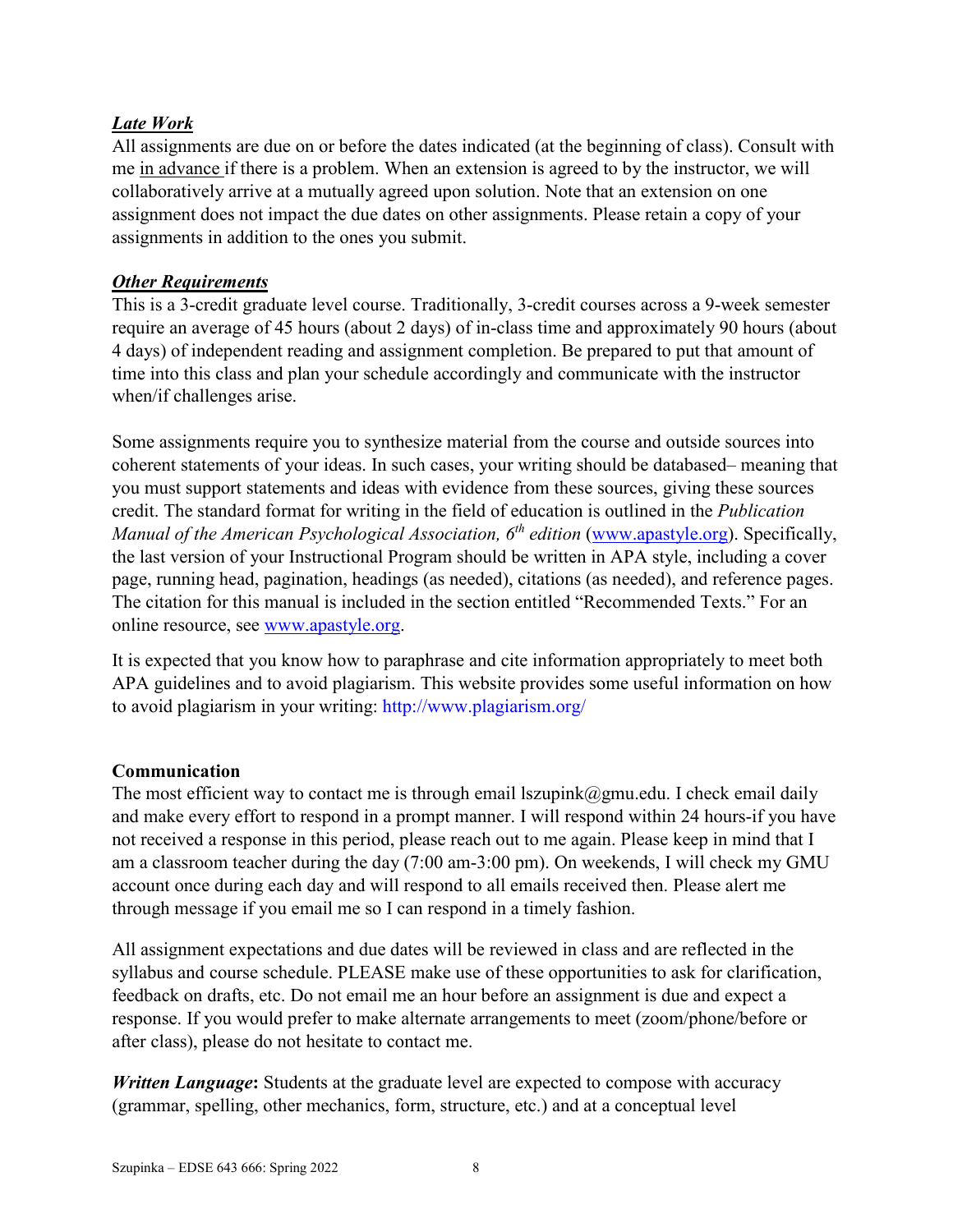***Late Work***

All assignments are due on or before the dates indicated (at the beginning of class). Consult with me in advance if there is a problem. When an extension is agreed to by the instructor, we will collaboratively arrive at a mutually agreed upon solution. Note that an extension on one assignment does not impact the due dates on other assignments. Please retain a copy of your assignments in addition to the ones you submit.

***Other Requirements***

This is a 3-credit graduate level course. Traditionally, 3-credit courses across a 9-week semester require an average of 45 hours (about 2 days) of in-class time and approximately 90 hours (about 4 days) of independent reading and assignment completion. Be prepared to put that amount of time into this class and plan your schedule accordingly and communicate with the instructor when/if challenges arise.

Some assignments require you to synthesize material from the course and outside sources into coherent statements of your ideas. In such cases, your writing should be databased– meaning that you must support statements and ideas with evidence from these sources, giving these sources credit. The standard format for writing in the field of education is outlined in the *Publication Manual of the American Psychological Association, 6th edition* (www.apastyle.org). Specifically, the last version of your Instructional Program should be written in APA style, including a cover page, running head, pagination, headings (as needed), citations (as needed), and reference pages. The citation for this manual is included in the section entitled "Recommended Texts." For an online resource, see www.apastyle.org.

It is expected that you know how to paraphrase and cite information appropriately to meet both APA guidelines and to avoid plagiarism. This website provides some useful information on how to avoid plagiarism in your writing: http://www.plagiarism.org/

**Communication**

The most efficient way to contact me is through email lszupink@gmu.edu. I check email daily and make every effort to respond in a prompt manner. I will respond within 24 hours-if you have not received a response in this period, please reach out to me again. Please keep in mind that I am a classroom teacher during the day (7:00 am-3:00 pm). On weekends, I will check my GMU account once during each day and will respond to all emails received then. Please alert me through message if you email me so I can respond in a timely fashion.

All assignment expectations and due dates will be reviewed in class and are reflected in the syllabus and course schedule. PLEASE make use of these opportunities to ask for clarification, feedback on drafts, etc. Do not email me an hour before an assignment is due and expect a response. If you would prefer to make alternate arrangements to meet (zoom/phone/before or after class), please do not hesitate to contact me.

***Written Language*:** Students at the graduate level are expected to compose with accuracy (grammar, spelling, other mechanics, form, structure, etc.) and at a conceptual level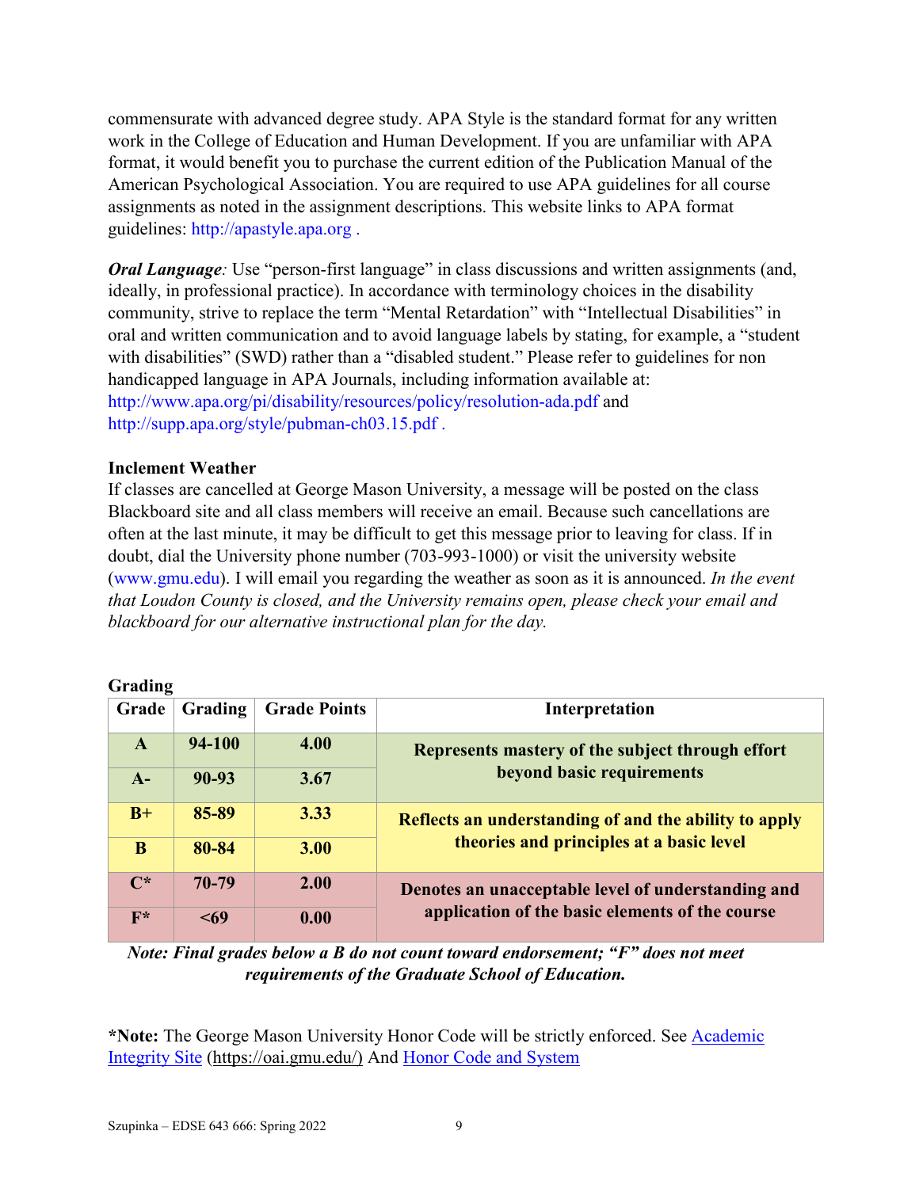commensurate with advanced degree study. APA Style is the standard format for any written work in the College of Education and Human Development. If you are unfamiliar with APA format, it would benefit you to purchase the current edition of the Publication Manual of the American Psychological Association. You are required to use APA guidelines for all course assignments as noted in the assignment descriptions. This website links to APA format guidelines: http://apastyle.apa.org .

***Oral Language**:* Use "person-first language" in class discussions and written assignments (and, ideally, in professional practice). In accordance with terminology choices in the disability community, strive to replace the term "Mental Retardation" with "Intellectual Disabilities" in oral and written communication and to avoid language labels by stating, for example, a "student with disabilities" (SWD) rather than a "disabled student." Please refer to guidelines for non handicapped language in APA Journals, including information available at: http://www.apa.org/pi/disability/resources/policy/resolution-ada.pdf and http://supp.apa.org/style/pubman-ch03.15.pdf .

**Inclement Weather**

If classes are cancelled at George Mason University, a message will be posted on the class Blackboard site and all class members will receive an email. Because such cancellations are often at the last minute, it may be difficult to get this message prior to leaving for class. If in doubt, dial the University phone number (703-993-1000) or visit the university website (www.gmu.edu). I will email you regarding the weather as soon as it is announced. *In the event that Loudon County is closed, and the University remains open, please check your email and blackboard for our alternative instructional plan for the day.*

**Grading**

| Grade | Grading | Grade Points | Interpretation |
|---|---|---|---|
| **A** | **94-100** | **4.00** | **Represents mastery of the subject through effort beyond basic requirements** |
| **A-** | **90-93** | **3.67** | |
| **B+** | **85-89** | **3.33** | **Reflects an understanding of and the ability to apply theories and principles at a basic level** |
| **B** | **80-84** | **3.00** | |
| **C*** | **70-79** | **2.00** | **Denotes an unacceptable level of understanding and application of the basic elements of the course** |
| **F*** | **<69** | **0.00** | |

***Note: Final grades below a B do not count toward endorsement; "F" does not meet requirements of the Graduate School of Education.***

***Note:** The George Mason University Honor Code will be strictly enforced. See Academic Integrity Site (https://oai.gmu.edu/) And Honor Code and System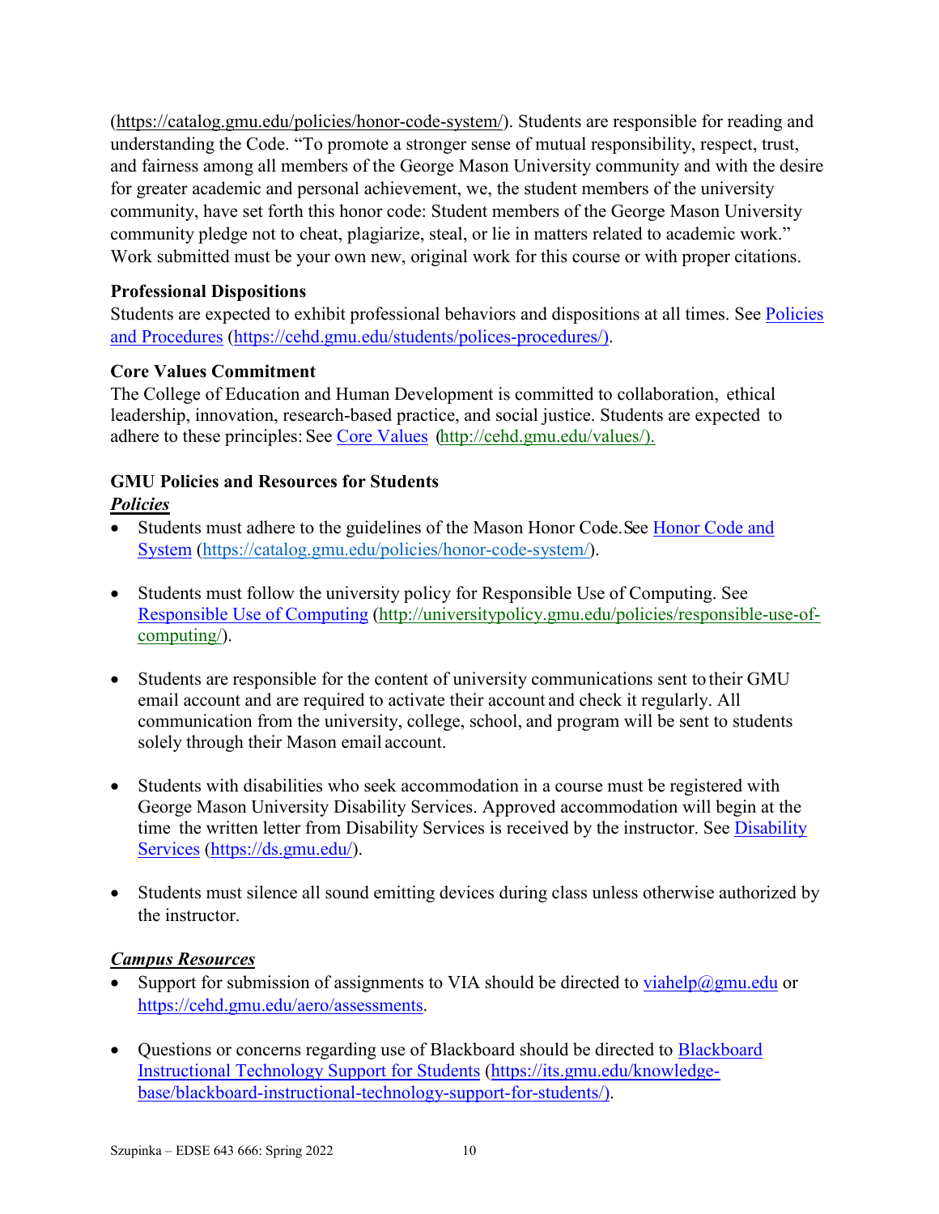(https://catalog.gmu.edu/policies/honor-code-system/). Students are responsible for reading and understanding the Code. "To promote a stronger sense of mutual responsibility, respect, trust, and fairness among all members of the George Mason University community and with the desire for greater academic and personal achievement, we, the student members of the university community, have set forth this honor code: Student members of the George Mason University community pledge not to cheat, plagiarize, steal, or lie in matters related to academic work." Work submitted must be your own new, original work for this course or with proper citations.

**Professional Dispositions**

Students are expected to exhibit professional behaviors and dispositions at all times. See [Policies and Procedures](https://cehd.gmu.edu/students/polices-procedures/) (https://cehd.gmu.edu/students/polices-procedures/).

**Core Values Commitment**

The College of Education and Human Development is committed to collaboration, ethical leadership, innovation, research-based practice, and social justice. Students are expected to adhere to these principles: See [Core Values](http://cehd.gmu.edu/values/) (http://cehd.gmu.edu/values/).

**GMU Policies and Resources for Students**

***Policies***

- Students must adhere to the guidelines of the Mason Honor Code. See [Honor Code and System](https://catalog.gmu.edu/policies/honor-code-system/) (https://catalog.gmu.edu/policies/honor-code-system/).

- Students must follow the university policy for Responsible Use of Computing. See [Responsible Use of Computing](http://universitypolicy.gmu.edu/policies/responsible-use-of-computing/) (http://universitypolicy.gmu.edu/policies/responsible-use-of-computing/).

- Students are responsible for the content of university communications sent to their GMU email account and are required to activate their account and check it regularly. All communication from the university, college, school, and program will be sent to students solely through their Mason email account.

- Students with disabilities who seek accommodation in a course must be registered with George Mason University Disability Services. Approved accommodation will begin at the time the written letter from Disability Services is received by the instructor. See [Disability Services](https://ds.gmu.edu/) (https://ds.gmu.edu/).

- Students must silence all sound emitting devices during class unless otherwise authorized by the instructor.

***Campus Resources***

- Support for submission of assignments to VIA should be directed to viahelp@gmu.edu or https://cehd.gmu.edu/aero/assessments.

- Questions or concerns regarding use of Blackboard should be directed to [Blackboard Instructional Technology Support for Students](https://its.gmu.edu/knowledge-base/blackboard-instructional-technology-support-for-students/) (https://its.gmu.edu/knowledge-base/blackboard-instructional-technology-support-for-students/).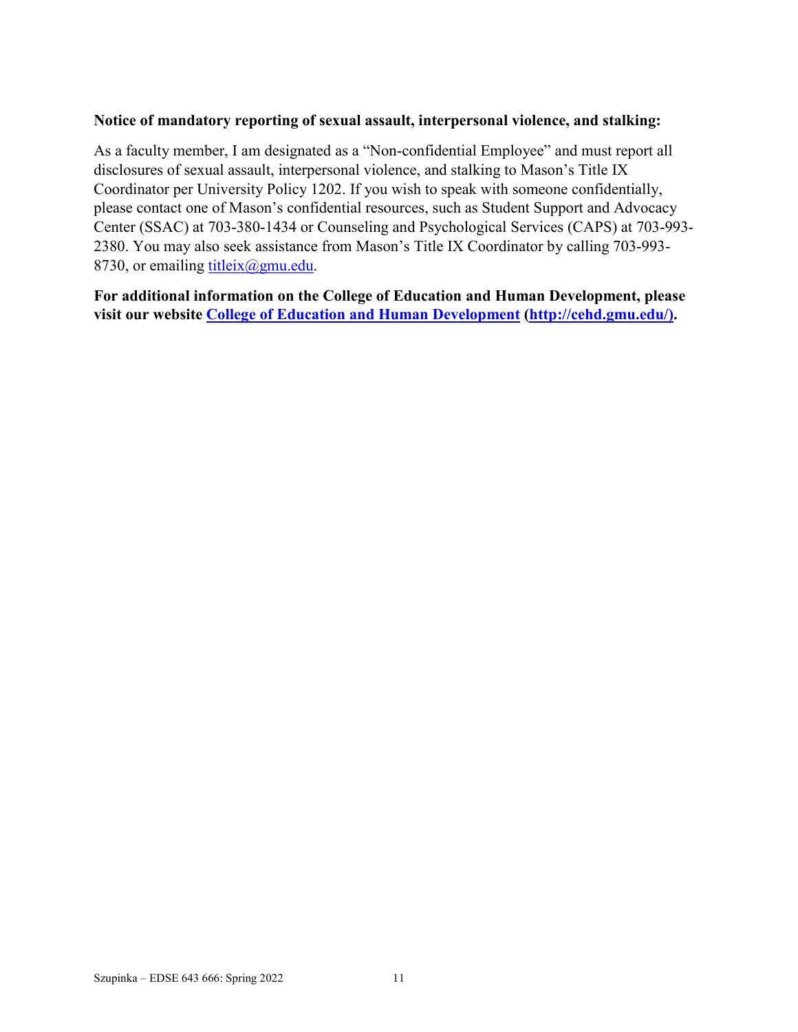**Notice of mandatory reporting of sexual assault, interpersonal violence, and stalking:**

As a faculty member, I am designated as a "Non-confidential Employee" and must report all disclosures of sexual assault, interpersonal violence, and stalking to Mason's Title IX Coordinator per University Policy 1202. If you wish to speak with someone confidentially, please contact one of Mason's confidential resources, such as Student Support and Advocacy Center (SSAC) at 703-380-1434 or Counseling and Psychological Services (CAPS) at 703-993-2380. You may also seek assistance from Mason's Title IX Coordinator by calling 703-993-8730, or emailing [titleix@gmu.edu](mailto:titleix@gmu.edu).

**For additional information on the College of Education and Human Development, please visit our website [College of Education and Human Development](http://cehd.gmu.edu/) ([http://cehd.gmu.edu/](http://cehd.gmu.edu/)).**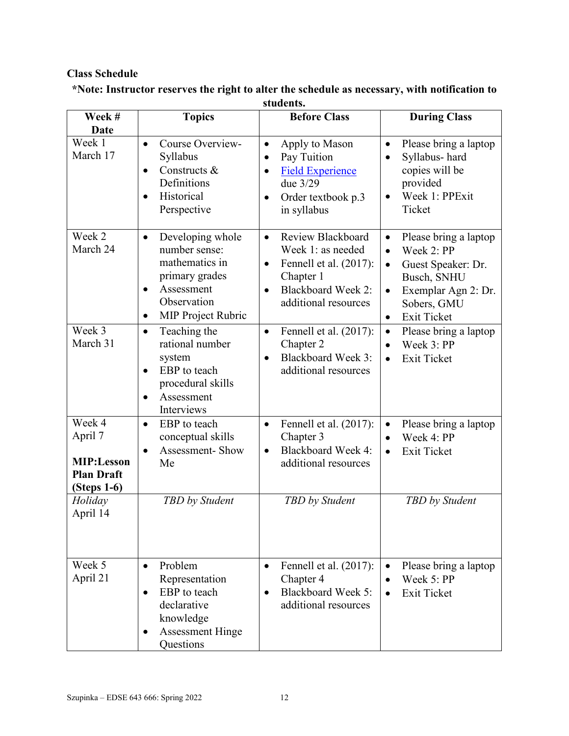**Class Schedule**

**\*Note: Instructor reserves the right to alter the schedule as necessary, with notification to students.**

| Week # Date | Topics | Before Class | During Class |
|---|---|---|---|
| Week 1 March 17 | • Course Overview-Syllabus<br>• Constructs & Definitions<br>• Historical Perspective | • Apply to Mason<br>• Pay Tuition<br>• [Field Experience] due 3/29<br>• Order textbook p.3 in syllabus | • Please bring a laptop<br>• Syllabus- hard copies will be provided<br>• Week 1: PPExit Ticket |
| Week 2 March 24 | • Developing whole number sense: mathematics in primary grades<br>• Assessment Observation<br>• MIP Project Rubric | • Review Blackboard Week 1: as needed<br>• Fennell et al. (2017): Chapter 1<br>• Blackboard Week 2: additional resources | • Please bring a laptop<br>• Week 2: PP<br>• Guest Speaker: Dr. Busch, SNHU<br>• Exemplar Agn 2: Dr. Sobers, GMU<br>• Exit Ticket |
| Week 3 March 31 | • Teaching the rational number system<br>• EBP to teach procedural skills<br>• Assessment Interviews | • Fennell et al. (2017): Chapter 2<br>• Blackboard Week 3: additional resources | • Please bring a laptop<br>• Week 3: PP<br>• Exit Ticket |
| Week 4 April 7<br><br>**MIP:Lesson Plan Draft (Steps 1-6)** | • EBP to teach conceptual skills<br>• Assessment- Show Me | • Fennell et al. (2017): Chapter 3<br>• Blackboard Week 4: additional resources | • Please bring a laptop<br>• Week 4: PP<br>• Exit Ticket |
| *Holiday* April 14 | *TBD by Student* | *TBD by Student* | *TBD by Student* |
| Week 5 April 21 | • Problem Representation<br>• EBP to teach declarative knowledge<br>• Assessment Hinge Questions | • Fennell et al. (2017): Chapter 4<br>• Blackboard Week 5: additional resources | • Please bring a laptop<br>• Week 5: PP<br>• Exit Ticket |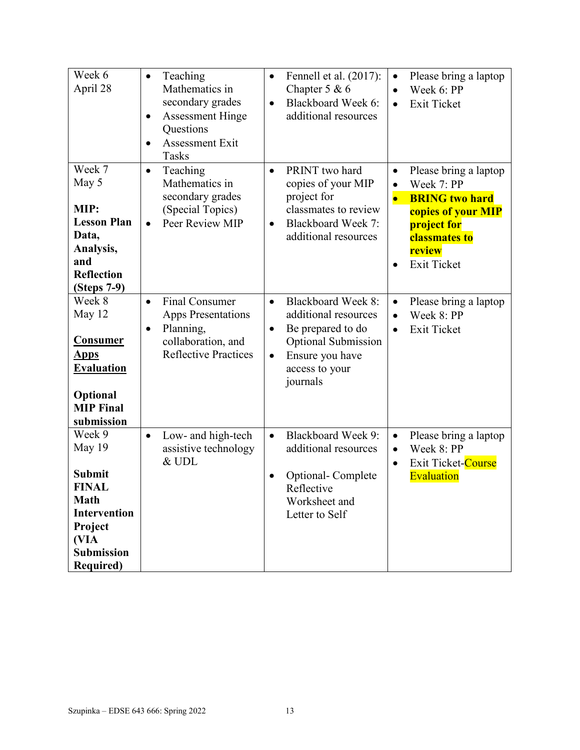| Week 6<br>April 28 | • Teaching Mathematics in secondary grades<br>• Assessment Hinge Questions<br>• Assessment Exit Tasks | • Fennell et al. (2017): Chapter 5 & 6<br>• Blackboard Week 6: additional resources | • Please bring a laptop<br>• Week 6: PP<br>• Exit Ticket |
|---|---|---|---|
| Week 7<br>May 5<br><br>**MIP: Lesson Plan Data, Analysis, and Reflection (Steps 7-9)** | • Teaching Mathematics in secondary grades (Special Topics)<br>• Peer Review MIP | • PRINT two hard copies of your MIP project for classmates to review<br>• Blackboard Week 7: additional resources | • Please bring a laptop<br>• Week 7: PP<br>• **BRING two hard copies of your MIP project for classmates to review**<br>• Exit Ticket |
| Week 8<br>May 12<br><br>**Consumer Apps Evaluation**<br><br>**Optional MIP Final submission** | • Final Consumer Apps Presentations<br>• Planning, collaboration, and Reflective Practices | • Blackboard Week 8: additional resources<br>• Be prepared to do Optional Submission<br>• Ensure you have access to your journals | • Please bring a laptop<br>• Week 8: PP<br>• Exit Ticket |
| Week 9<br>May 19<br><br>**Submit FINAL Math Intervention Project (VIA Submission Required)** | • Low- and high-tech assistive technology & UDL | • Blackboard Week 9: additional resources<br><br>• Optional- Complete Reflective Worksheet and Letter to Self | • Please bring a laptop<br>• Week 8: PP<br>• Exit Ticket-Course Evaluation |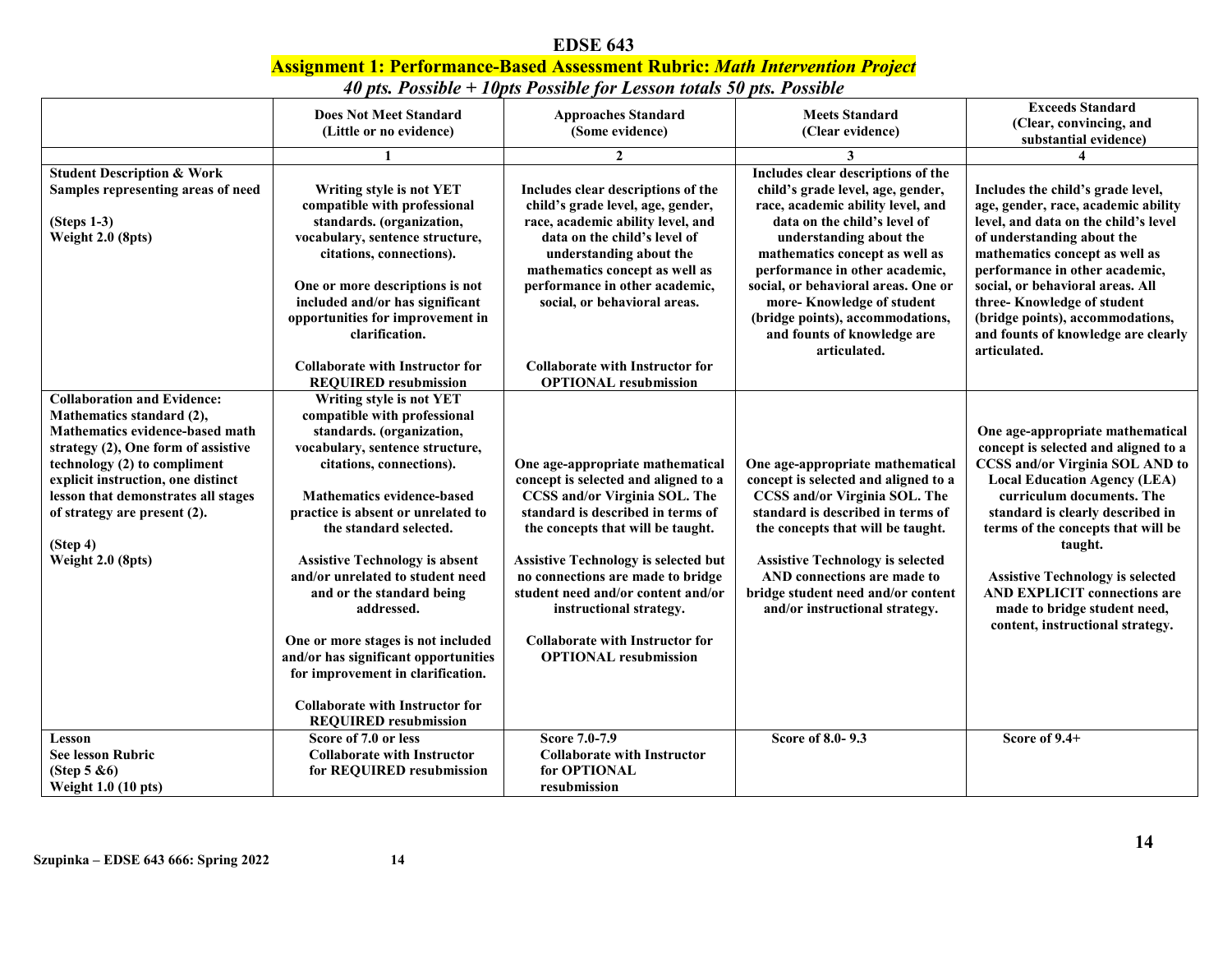# EDSE 643

## Assignment 1: Performance-Based Assessment Rubric: *Math Intervention Project*

### *40 pts. Possible + 10pts Possible for Lesson totals 50 pts. Possible*

| | Does Not Meet Standard (Little or no evidence) | Approaches Standard (Some evidence) | Meets Standard (Clear evidence) | Exceeds Standard (Clear, convincing, and substantial evidence) |
|---|---|---|---|---|
| | 1 | 2 | 3 | 4 |
| **Student Description & Work Samples representing areas of need** <br><br> **(Steps 1-3)** <br> **Weight 2.0 (8pts)** | Writing style is not YET compatible with professional standards. (organization, vocabulary, sentence structure, citations, connections). <br><br> One or more descriptions is not included and/or has significant opportunities for improvement in clarification. <br><br> Collaborate with Instructor for REQUIRED resubmission | Includes clear descriptions of the child's grade level, age, gender, race, academic ability level, and data on the child's level of understanding about the mathematics concept as well as performance in other academic, social, or behavioral areas. <br><br> Collaborate with Instructor for OPTIONAL resubmission | Includes clear descriptions of the child's grade level, age, gender, race, academic ability level, and data on the child's level of understanding about the mathematics concept as well as performance in other academic, social, or behavioral areas. One or more- Knowledge of student (bridge points), accommodations, and founts of knowledge are articulated. | Includes the child's grade level, age, gender, race, academic ability level, and data on the child's level of understanding about the mathematics concept as well as performance in other academic, social, or behavioral areas. All three- Knowledge of student (bridge points), accommodations, and founts of knowledge are clearly articulated. |
| **Collaboration and Evidence: Mathematics standard (2), Mathematics evidence-based math strategy (2), One form of assistive technology (2) to compliment explicit instruction, one distinct lesson that demonstrates all stages of strategy are present (2).** <br><br> **(Step 4)** <br> **Weight 2.0 (8pts)** | Writing style is not YET compatible with professional standards. (organization, vocabulary, sentence structure, citations, connections). <br><br> Mathematics evidence-based practice is absent or unrelated to the standard selected. <br><br> Assistive Technology is absent and/or unrelated to student need and or the standard being addressed. <br><br> One or more stages is not included and/or has significant opportunities for improvement in clarification. <br><br> Collaborate with Instructor for REQUIRED resubmission | One age-appropriate mathematical concept is selected and aligned to a CCSS and/or Virginia SOL. The standard is described in terms of the concepts that will be taught. <br><br> Assistive Technology is selected but no connections are made to bridge student need and/or content and/or instructional strategy. <br><br> Collaborate with Instructor for OPTIONAL resubmission | One age-appropriate mathematical concept is selected and aligned to a CCSS and/or Virginia SOL. The standard is described in terms of the concepts that will be taught. <br><br> Assistive Technology is selected AND connections are made to bridge student need and/or content and/or instructional strategy. | One age-appropriate mathematical concept is selected and aligned to a CCSS and/or Virginia SOL AND to Local Education Agency (LEA) curriculum documents. The standard is clearly described in terms of the concepts that will be taught. <br><br> Assistive Technology is selected AND EXPLICIT connections are made to bridge student need, content, instructional strategy. |
| **Lesson** <br> **See lesson Rubric** <br> **(Step 5 &6)** <br> **Weight 1.0 (10 pts)** | Score of 7.0 or less <br> Collaborate with Instructor for REQUIRED resubmission | Score 7.0-7.9 <br> Collaborate with Instructor for OPTIONAL resubmission | Score of 8.0- 9.3 | Score of 9.4+ |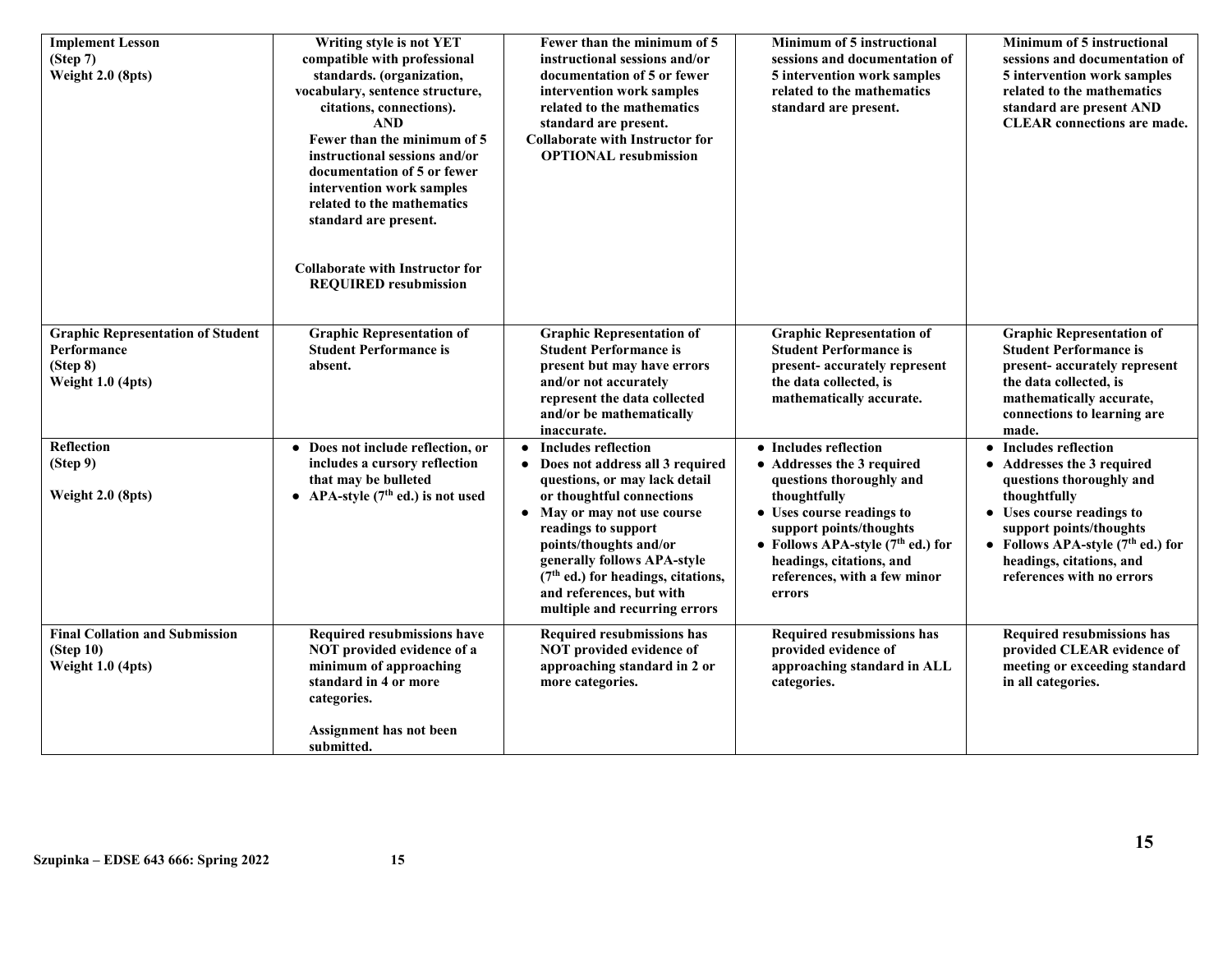| **Implement Lesson (Step 7) Weight 2.0 (8pts)** | **Writing style is not YET compatible with professional standards. (organization, vocabulary, sentence structure, citations, connections). AND Fewer than the minimum of 5 instructional sessions and/or documentation of 5 or fewer intervention work samples related to the mathematics standard are present. Collaborate with Instructor for REQUIRED resubmission** | **Fewer than the minimum of 5 instructional sessions and/or documentation of 5 or fewer intervention work samples related to the mathematics standard are present. Collaborate with Instructor for OPTIONAL resubmission** | **Minimum of 5 instructional sessions and documentation of 5 intervention work samples related to the mathematics standard are present.** | **Minimum of 5 instructional sessions and documentation of 5 intervention work samples related to the mathematics standard are present AND CLEAR connections are made.** |
|---|---|---|---|---|
| **Graphic Representation of Student Performance (Step 8) Weight 1.0 (4pts)** | **Graphic Representation of Student Performance is absent.** | **Graphic Representation of Student Performance is present but may have errors and/or not accurately represent the data collected and/or be mathematically inaccurate.** | **Graphic Representation of Student Performance is present- accurately represent the data collected, is mathematically accurate.** | **Graphic Representation of Student Performance is present- accurately represent the data collected, is mathematically accurate, connections to learning are made.** |
| **Reflection (Step 9) Weight 2.0 (8pts)** | • **Does not include reflection, or includes a cursory reflection that may be bulleted** <br> • **APA-style (7th ed.) is not used** | • **Includes reflection** <br> • **Does not address all 3 required questions, or may lack detail or thoughtful connections** <br> • **May or may not use course readings to support points/thoughts and/or generally follows APA-style (7th ed.) for headings, citations, and references, but with multiple and recurring errors** | • **Includes reflection** <br> • **Addresses the 3 required questions thoroughly and thoughtfully** <br> • **Uses course readings to support points/thoughts** <br> • **Follows APA-style (7th ed.) for headings, citations, and references, with a few minor errors** | • **Includes reflection** <br> • **Addresses the 3 required questions thoroughly and thoughtfully** <br> • **Uses course readings to support points/thoughts** <br> • **Follows APA-style (7th ed.) for headings, citations, and references with no errors** |
| **Final Collation and Submission (Step 10) Weight 1.0 (4pts)** | **Required resubmissions have NOT provided evidence of a minimum of approaching standard in 4 or more categories. Assignment has not been submitted.** | **Required resubmissions has NOT provided evidence of approaching standard in 2 or more categories.** | **Required resubmissions has provided evidence of approaching standard in ALL categories.** | **Required resubmissions has provided CLEAR evidence of meeting or exceeding standard in all categories.** |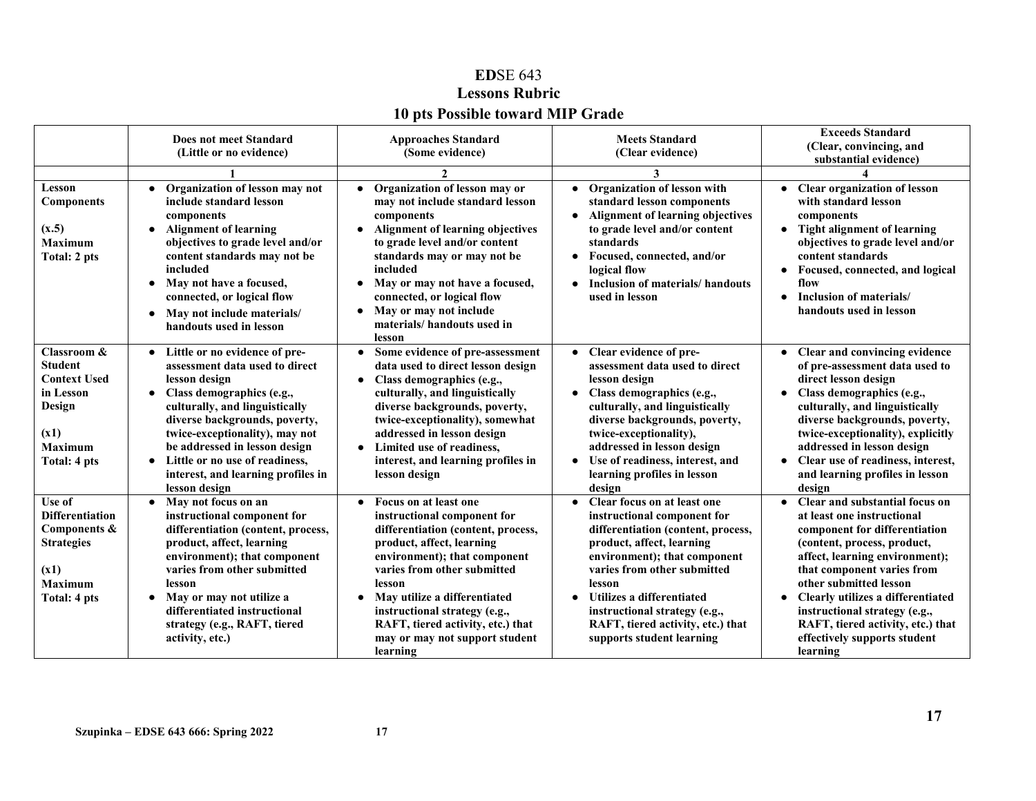# EDSE 643

## Lessons Rubric

## 10 pts Possible toward MIP Grade

| | Does not meet Standard (Little or no evidence) | Approaches Standard (Some evidence) | Meets Standard (Clear evidence) | Exceeds Standard (Clear, convincing, and substantial evidence) |
|---|---|---|---|---|
| | 1 | 2 | 3 | 4 |
| **Lesson Components**<br><br>**(x.5)**<br>**Maximum Total: 2 pts** | • Organization of lesson may not include standard lesson components<br>• Alignment of learning objectives to grade level and/or content standards may not be included<br>• May not have a focused, connected, or logical flow<br>• May not include materials/ handouts used in lesson | • Organization of lesson may or may not include standard lesson components<br>• Alignment of learning objectives to grade level and/or content standards may or may not be included<br>• May or may not have a focused, connected, or logical flow<br>• May or may not include materials/ handouts used in lesson | • Organization of lesson with standard lesson components<br>• Alignment of learning objectives to grade level and/or content standards<br>• Focused, connected, and/or logical flow<br>• Inclusion of materials/ handouts used in lesson | • Clear organization of lesson with standard lesson components<br>• Tight alignment of learning objectives to grade level and/or content standards<br>• Focused, connected, and logical flow<br>• Inclusion of materials/ handouts used in lesson |
| **Classroom & Student Context Used in Lesson Design**<br><br>**(x1)**<br>**Maximum Total: 4 pts** | • Little or no evidence of pre-assessment data used to direct lesson design<br>• Class demographics (e.g., culturally, and linguistically diverse backgrounds, poverty, twice-exceptionality), may not be addressed in lesson design<br>• Little or no use of readiness, interest, and learning profiles in lesson design | • Some evidence of pre-assessment data used to direct lesson design<br>• Class demographics (e.g., culturally, and linguistically diverse backgrounds, poverty, twice-exceptionality), somewhat addressed in lesson design<br>• Limited use of readiness, interest, and learning profiles in lesson design | • Clear evidence of pre-assessment data used to direct lesson design<br>• Class demographics (e.g., culturally, and linguistically diverse backgrounds, poverty, twice-exceptionality), addressed in lesson design<br>• Use of readiness, interest, and learning profiles in lesson design | • Clear and convincing evidence of pre-assessment data used to direct lesson design<br>• Class demographics (e.g., culturally, and linguistically diverse backgrounds, poverty, twice-exceptionality), explicitly addressed in lesson design<br>• Clear use of readiness, interest, and learning profiles in lesson design |
| **Use of Differentiation Components & Strategies**<br><br>**(x1)**<br>**Maximum Total: 4 pts** | • May not focus on an instructional component for differentiation (content, process, product, affect, learning environment); that component varies from other submitted lesson<br>• May or may not utilize a differentiated instructional strategy (e.g., RAFT, tiered activity, etc.) | • Focus on at least one instructional component for differentiation (content, process, product, affect, learning environment); that component varies from other submitted lesson<br>• May utilize a differentiated instructional strategy (e.g., RAFT, tiered activity, etc.) that may or may not support student learning | • Clear focus on at least one instructional component for differentiation (content, process, product, affect, learning environment); that component varies from other submitted lesson<br>• Utilizes a differentiated instructional strategy (e.g., RAFT, tiered activity, etc.) that supports student learning | • Clear and substantial focus on at least one instructional component for differentiation (content, process, product, affect, learning environment); that component varies from other submitted lesson<br>• Clearly utilizes a differentiated instructional strategy (e.g., RAFT, tiered activity, etc.) that effectively supports student learning |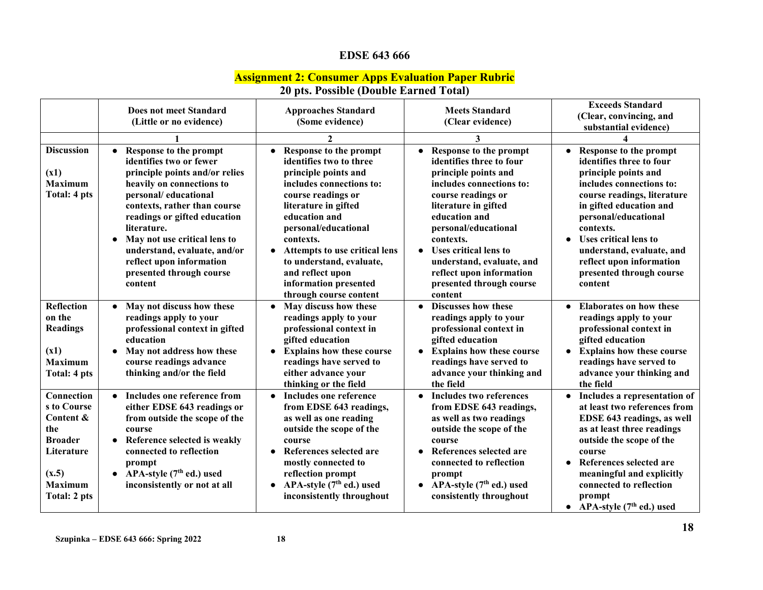## EDSE 643 666

### Assignment 2: Consumer Apps Evaluation Paper Rubric

**20 pts. Possible (Double Earned Total)**

| | Does not meet Standard (Little or no evidence) | Approaches Standard (Some evidence) | Meets Standard (Clear evidence) | Exceeds Standard (Clear, convincing, and substantial evidence) |
|---|---|---|---|---|
| | 1 | 2 | 3 | 4 |
| **Discussion** (x1) Maximum Total: 4 pts | • Response to the prompt identifies two or fewer principle points and/or relies heavily on connections to personal/ educational contexts, rather than course readings or gifted education literature. • May not use critical lens to understand, evaluate, and/or reflect upon information presented through course content | • Response to the prompt identifies two to three principle points and includes connections to: course readings or literature in gifted education and personal/educational contexts. • Attempts to use critical lens to understand, evaluate, and reflect upon information presented through course content | • Response to the prompt identifies three to four principle points and includes connections to: course readings or literature in gifted education and personal/educational contexts. • Uses critical lens to understand, evaluate, and reflect upon information presented through course content | • Response to the prompt identifies three to four principle points and includes connections to: course readings, literature in gifted education and personal/educational contexts. • Uses critical lens to understand, evaluate, and reflect upon information presented through course content |
| **Reflection on the Readings** (x1) Maximum Total: 4 pts | • May not discuss how these readings apply to your professional context in gifted education • May not address how these course readings advance thinking and/or the field | • May discuss how these readings apply to your professional context in gifted education • Explains how these course readings have served to either advance your thinking or the field | • Discusses how these readings apply to your professional context in gifted education • Explains how these course readings have served to advance your thinking and the field | • Elaborates on how these readings apply to your professional context in gifted education • Explains how these course readings have served to advance your thinking and the field |
| **Connections to Course Content & the Broader Literature** (x.5) Maximum Total: 2 pts | • Includes one reference from either EDSE 643 readings or from outside the scope of the course • Reference selected is weakly connected to reflection prompt • APA-style (7th ed.) used inconsistently or not at all | • Includes one reference from EDSE 643 readings, as well as one reading outside the scope of the course • References selected are mostly connected to reflection prompt • APA-style (7th ed.) used inconsistently throughout | • Includes two references from EDSE 643 readings, as well as two readings outside the scope of the course • References selected are connected to reflection prompt • APA-style (7th ed.) used consistently throughout | • Includes a representation of at least two references from EDSE 643 readings, as well as at least three readings outside the scope of the course • References selected are meaningful and explicitly connected to reflection prompt • APA-style (7th ed.) used |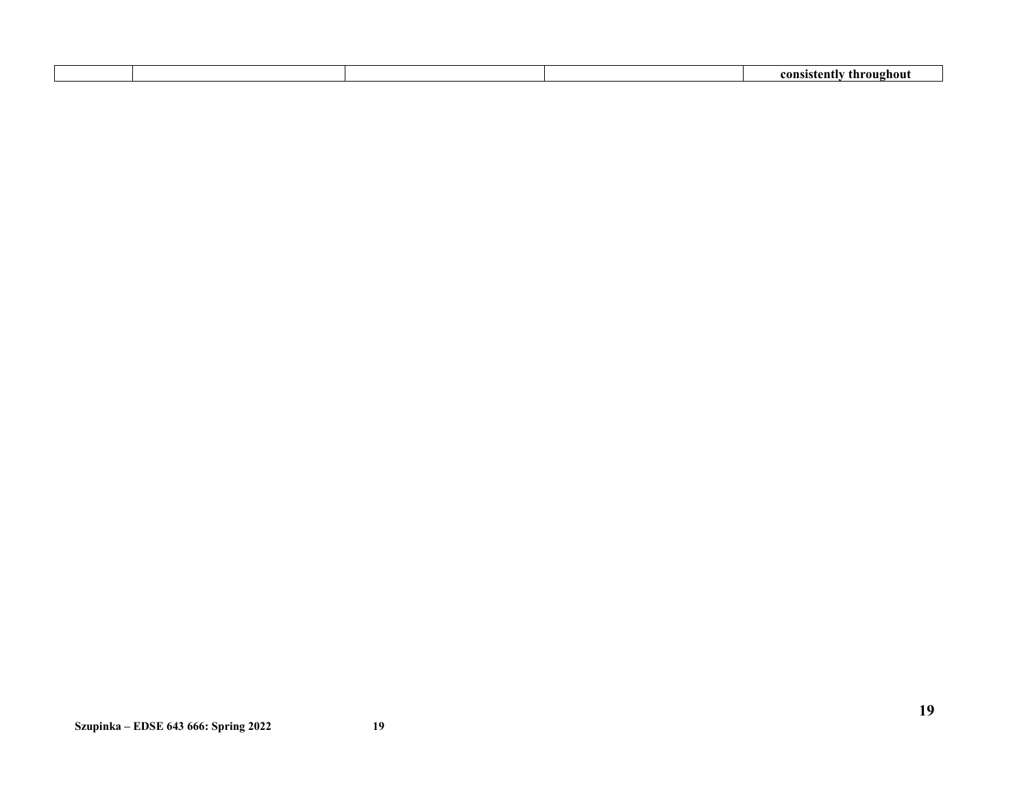| | | | | |
|---|---|---|---|---|
| | | | | **consistently throughout** |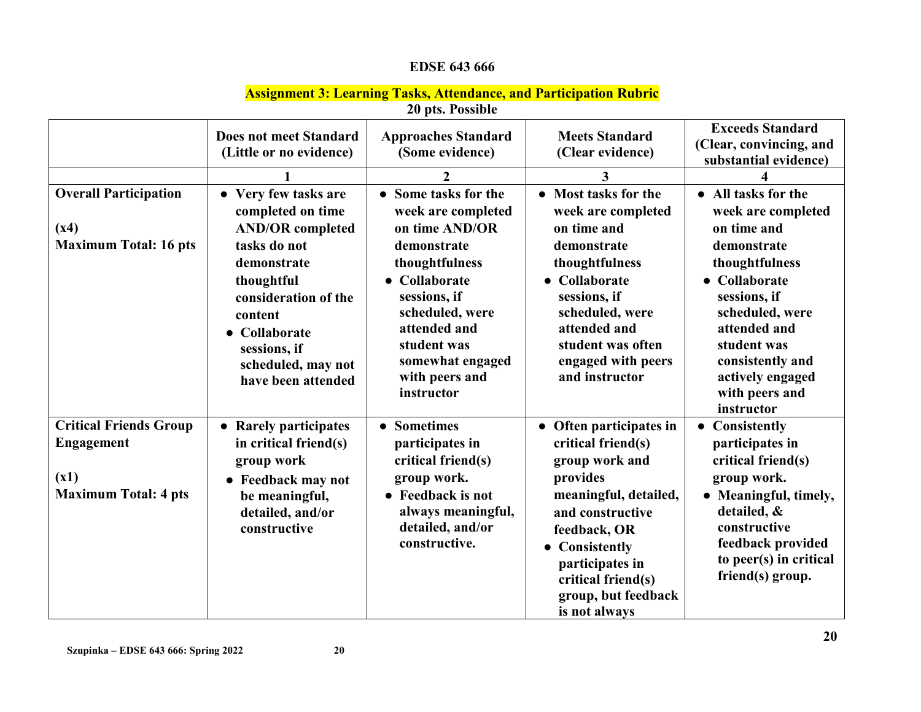**EDSE 643 666**

**Assignment 3: Learning Tasks, Attendance, and Participation Rubric**
**20 pts. Possible**

| | Does not meet Standard (Little or no evidence) | Approaches Standard (Some evidence) | Meets Standard (Clear evidence) | Exceeds Standard (Clear, convincing, and substantial evidence) |
|---|---|---|---|---|
| | 1 | 2 | 3 | 4 |
| **Overall Participation** (x4) Maximum Total: 16 pts | • Very few tasks are completed on time AND/OR completed tasks do not demonstrate thoughtful consideration of the content • Collaborate sessions, if scheduled, may not have been attended | • Some tasks for the week are completed on time AND/OR demonstrate thoughtfulness • Collaborate sessions, if scheduled, were attended and student was somewhat engaged with peers and instructor | • Most tasks for the week are completed on time and demonstrate thoughtfulness • Collaborate sessions, if scheduled, were attended and student was often engaged with peers and instructor | • All tasks for the week are completed on time and demonstrate thoughtfulness • Collaborate sessions, if scheduled, were attended and student was consistently and actively engaged with peers and instructor |
| **Critical Friends Group Engagement** (x1) Maximum Total: 4 pts | • Rarely participates in critical friend(s) group work • Feedback may not be meaningful, detailed, and/or constructive | • Sometimes participates in critical friend(s) group work. • Feedback is not always meaningful, detailed, and/or constructive. | • Often participates in critical friend(s) group work and provides meaningful, detailed, and constructive feedback, OR • Consistently participates in critical friend(s) group, but feedback is not always | • Consistently participates in critical friend(s) group work. • Meaningful, timely, detailed, & constructive feedback provided to peer(s) in critical friend(s) group. |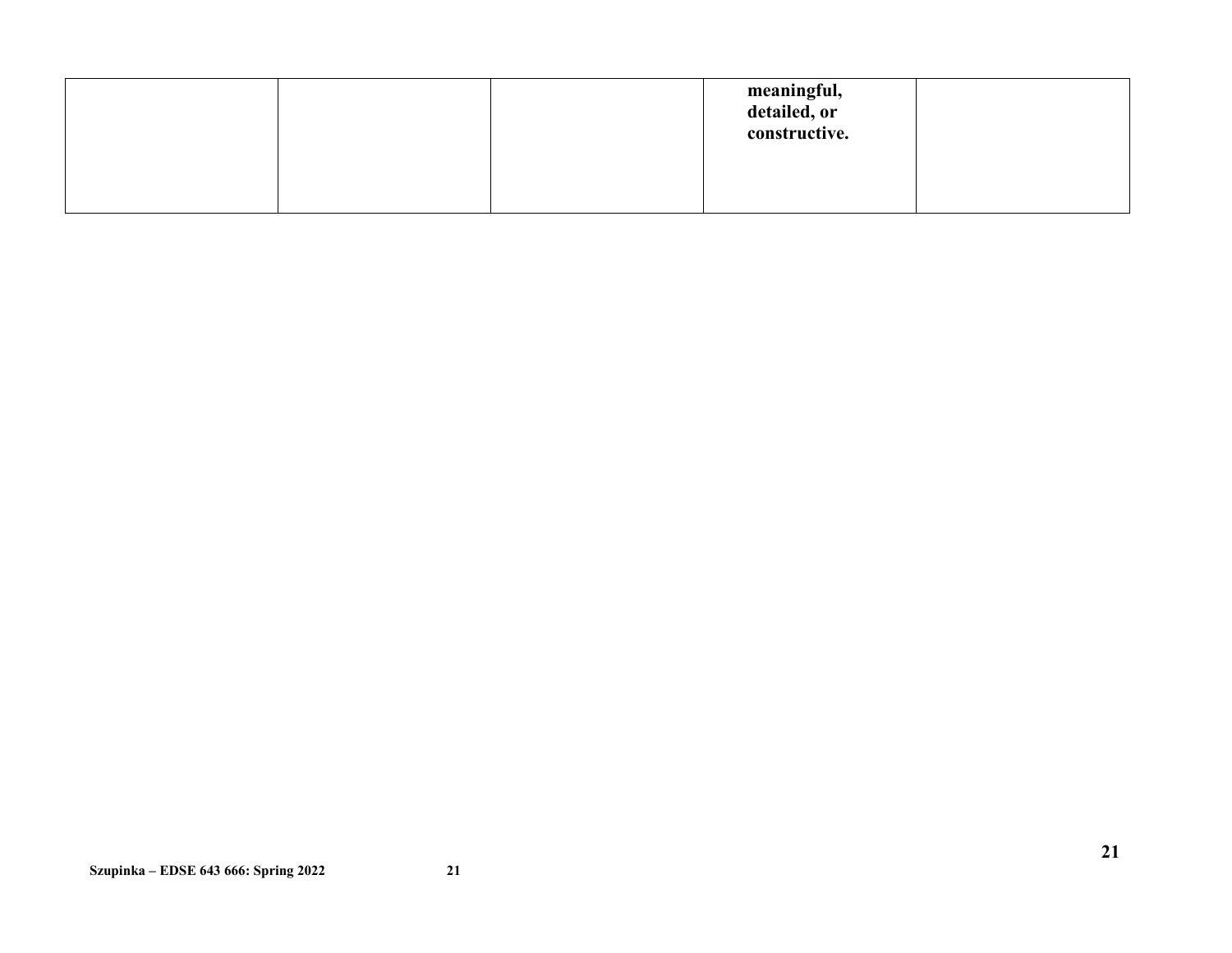| | | | | |
|---|---|---|---|---|
| | | | **meaningful, detailed, or constructive.** | |